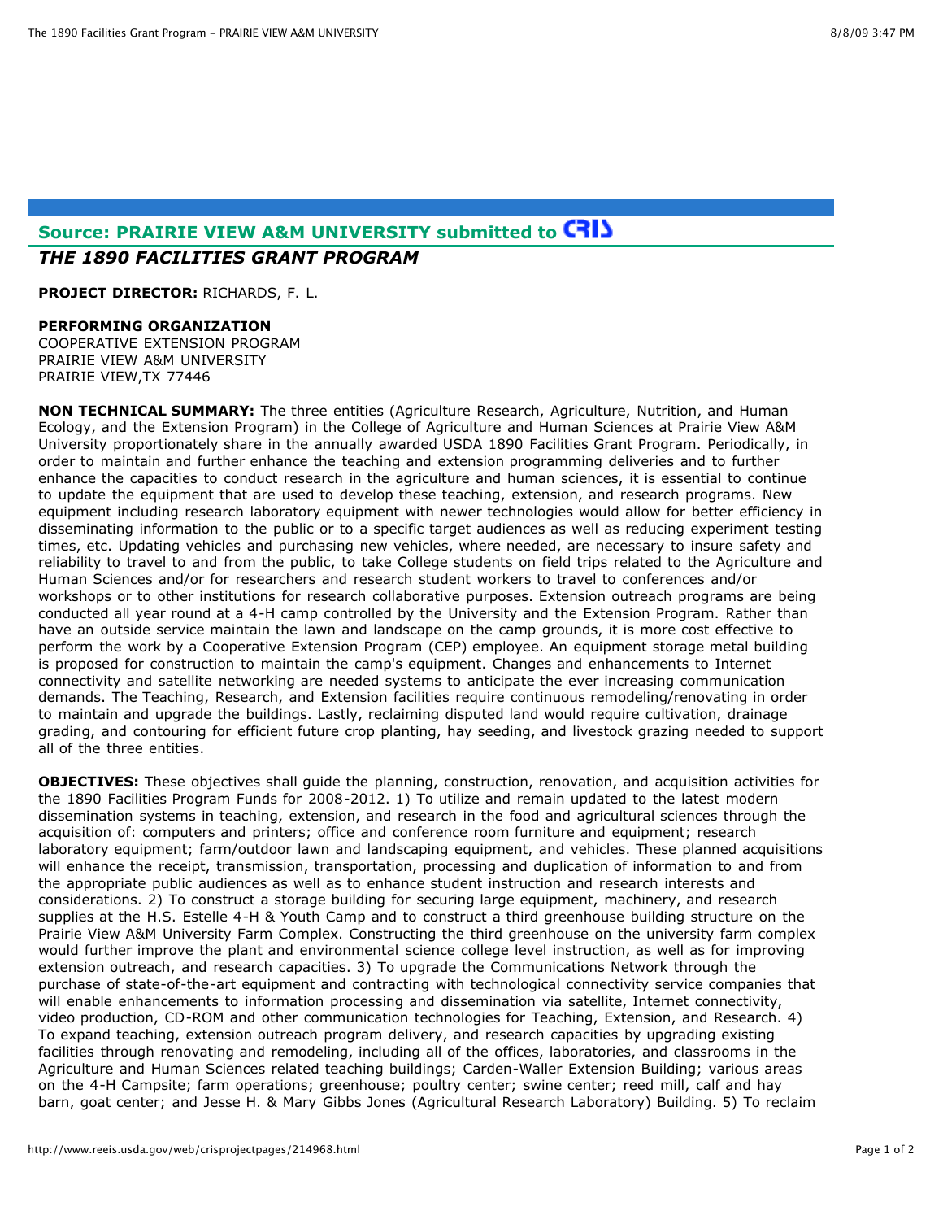## Source: PRAIRIE VIEW A&M UNIVERSITY submitted to CRIS

### *THE 1890 FACILITIES GRANT PROGRAM*

**PROJECT DIRECTOR:** RICHARDS, F. L.

**PERFORMING ORGANIZATION**
COOPERATIVE EXTENSION PROGRAM
PRAIRIE VIEW A&M UNIVERSITY
PRAIRIE VIEW,TX 77446

**NON TECHNICAL SUMMARY:** The three entities (Agriculture Research, Agriculture, Nutrition, and Human Ecology, and the Extension Program) in the College of Agriculture and Human Sciences at Prairie View A&M University proportionately share in the annually awarded USDA 1890 Facilities Grant Program. Periodically, in order to maintain and further enhance the teaching and extension programming deliveries and to further enhance the capacities to conduct research in the agriculture and human sciences, it is essential to continue to update the equipment that are used to develop these teaching, extension, and research programs. New equipment including research laboratory equipment with newer technologies would allow for better efficiency in disseminating information to the public or to a specific target audiences as well as reducing experiment testing times, etc. Updating vehicles and purchasing new vehicles, where needed, are necessary to insure safety and reliability to travel to and from the public, to take College students on field trips related to the Agriculture and Human Sciences and/or for researchers and research student workers to travel to conferences and/or workshops or to other institutions for research collaborative purposes. Extension outreach programs are being conducted all year round at a 4-H camp controlled by the University and the Extension Program. Rather than have an outside service maintain the lawn and landscape on the camp grounds, it is more cost effective to perform the work by a Cooperative Extension Program (CEP) employee. An equipment storage metal building is proposed for construction to maintain the camp's equipment. Changes and enhancements to Internet connectivity and satellite networking are needed systems to anticipate the ever increasing communication demands. The Teaching, Research, and Extension facilities require continuous remodeling/renovating in order to maintain and upgrade the buildings. Lastly, reclaiming disputed land would require cultivation, drainage grading, and contouring for efficient future crop planting, hay seeding, and livestock grazing needed to support all of the three entities.

**OBJECTIVES:** These objectives shall guide the planning, construction, renovation, and acquisition activities for the 1890 Facilities Program Funds for 2008-2012. 1) To utilize and remain updated to the latest modern dissemination systems in teaching, extension, and research in the food and agricultural sciences through the acquisition of: computers and printers; office and conference room furniture and equipment; research laboratory equipment; farm/outdoor lawn and landscaping equipment, and vehicles. These planned acquisitions will enhance the receipt, transmission, transportation, processing and duplication of information to and from the appropriate public audiences as well as to enhance student instruction and research interests and considerations. 2) To construct a storage building for securing large equipment, machinery, and research supplies at the H.S. Estelle 4-H & Youth Camp and to construct a third greenhouse building structure on the Prairie View A&M University Farm Complex. Constructing the third greenhouse on the university farm complex would further improve the plant and environmental science college level instruction, as well as for improving extension outreach, and research capacities. 3) To upgrade the Communications Network through the purchase of state-of-the-art equipment and contracting with technological connectivity service companies that will enable enhancements to information processing and dissemination via satellite, Internet connectivity, video production, CD-ROM and other communication technologies for Teaching, Extension, and Research. 4) To expand teaching, extension outreach program delivery, and research capacities by upgrading existing facilities through renovating and remodeling, including all of the offices, laboratories, and classrooms in the Agriculture and Human Sciences related teaching buildings; Carden-Waller Extension Building; various areas on the 4-H Campsite; farm operations; greenhouse; poultry center; swine center; reed mill, calf and hay barn, goat center; and Jesse H. & Mary Gibbs Jones (Agricultural Research Laboratory) Building. 5) To reclaim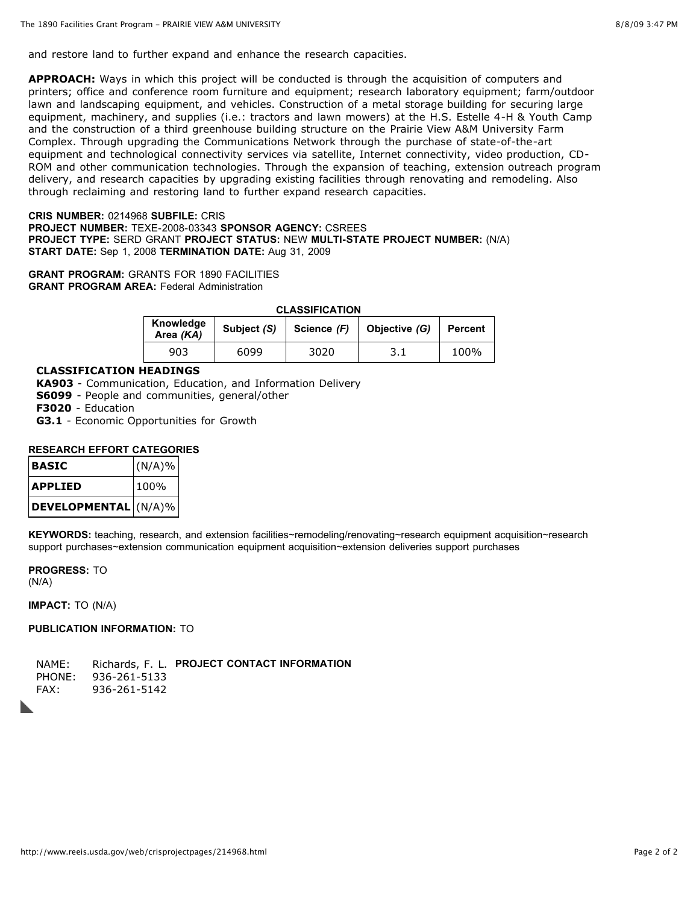and restore land to further expand and enhance the research capacities.

**APPROACH:** Ways in which this project will be conducted is through the acquisition of computers and printers; office and conference room furniture and equipment; research laboratory equipment; farm/outdoor lawn and landscaping equipment, and vehicles. Construction of a metal storage building for securing large equipment, machinery, and supplies (i.e.: tractors and lawn mowers) at the H.S. Estelle 4-H & Youth Camp and the construction of a third greenhouse building structure on the Prairie View A&M University Farm Complex. Through upgrading the Communications Network through the purchase of state-of-the-art equipment and technological connectivity services via satellite, Internet connectivity, video production, CD-ROM and other communication technologies. Through the expansion of teaching, extension outreach program delivery, and research capacities by upgrading existing facilities through renovating and remodeling. Also through reclaiming and restoring land to further expand research capacities.

**CRIS NUMBER:** 0214968 **SUBFILE:** CRIS
**PROJECT NUMBER:** TEXE-2008-03343 **SPONSOR AGENCY:** CSREES
**PROJECT TYPE:** SERD GRANT **PROJECT STATUS:** NEW **MULTI-STATE PROJECT NUMBER:** (N/A)
**START DATE:** Sep 1, 2008 **TERMINATION DATE:** Aug 31, 2009

**GRANT PROGRAM:** GRANTS FOR 1890 FACILITIES
**GRANT PROGRAM AREA:** Federal Administration

**CLASSIFICATION**

| Knowledge Area *(KA)* | Subject *(S)* | Science *(F)* | Objective *(G)* | Percent |
|---|---|---|---|---|
| 903 | 6099 | 3020 | 3.1 | 100% |

**CLASSIFICATION HEADINGS**

**KA903** - Communication, Education, and Information Delivery
**S6099** - People and communities, general/other
**F3020** - Education
**G3.1** - Economic Opportunities for Growth

**RESEARCH EFFORT CATEGORIES**

| | |
|---|---|
| **BASIC** | (N/A)% |
| **APPLIED** | 100% |
| **DEVELOPMENTAL** | (N/A)% |

**KEYWORDS:** teaching, research, and extension facilities~remodeling/renovating~research equipment acquisition~research support purchases~extension communication equipment acquisition~extension deliveries support purchases

**PROGRESS:** TO
(N/A)

**IMPACT:** TO (N/A)

**PUBLICATION INFORMATION:** TO

**PROJECT CONTACT INFORMATION**

NAME: Richards, F. L.
PHONE: 936-261-5133
FAX: 936-261-5142